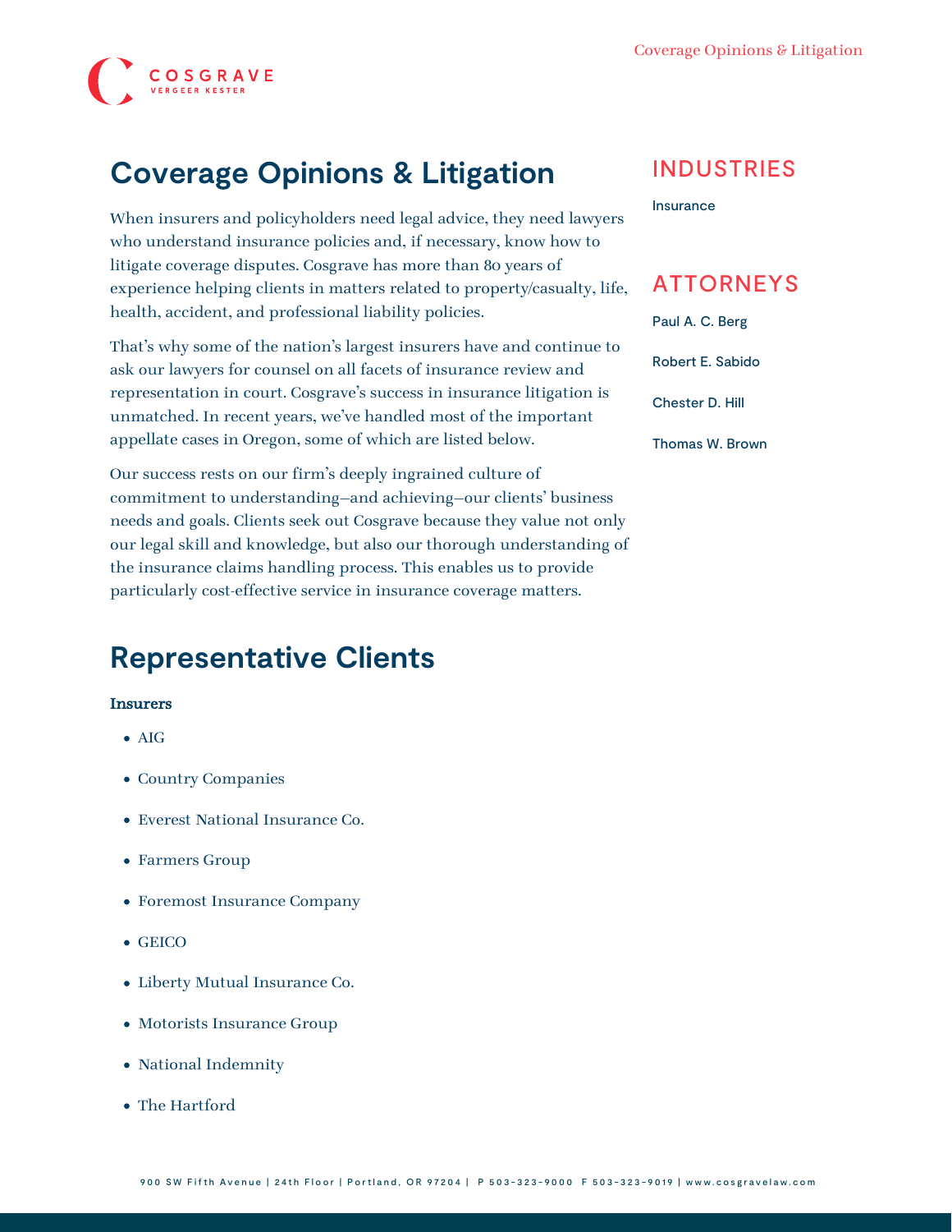# Coverage Opinions & Litigation

When insurers and policyholders need legal advice, they need lawyers who understand insurance policies and, if necessary, know how to litigate coverage disputes. Cosgrave has more than 80 years of experience helping clients in matters related to property/casualty, life, health, accident, and professional liability policies.

That's why some of the nation's largest insurers have and continue to ask our lawyers for counsel on all facets of insurance review and representation in court. Cosgrave's success in insurance litigation is unmatched. In recent years, we've handled most of the important appellate cases in Oregon, some of which are listed below.

Our success rests on our firm's deeply ingrained culture of commitment to understanding—and achieving—our clients' business needs and goals. Clients seek out Cosgrave because they value not only our legal skill and knowledge, but also our thorough understanding of the insurance claims handling process. This enables us to provide particularly cost-effective service in insurance coverage matters.

## INDUSTRIES

Insurance

## ATTORNEYS

Paul A. C. Berg

Robert E. Sabido

Chester D. Hill

Thomas W. Brown

## Representative Clients

**Insurers**

- AIG
- Country Companies
- Everest National Insurance Co.
- Farmers Group
- Foremost Insurance Company
- GEICO
- Liberty Mutual Insurance Co.
- Motorists Insurance Group
- National Indemnity
- The Hartford

900 SW Fifth Avenue | 24th Floor | Portland, OR 97204 | P 503-323-9000 F 503-323-9019 | www.cosgravelaw.com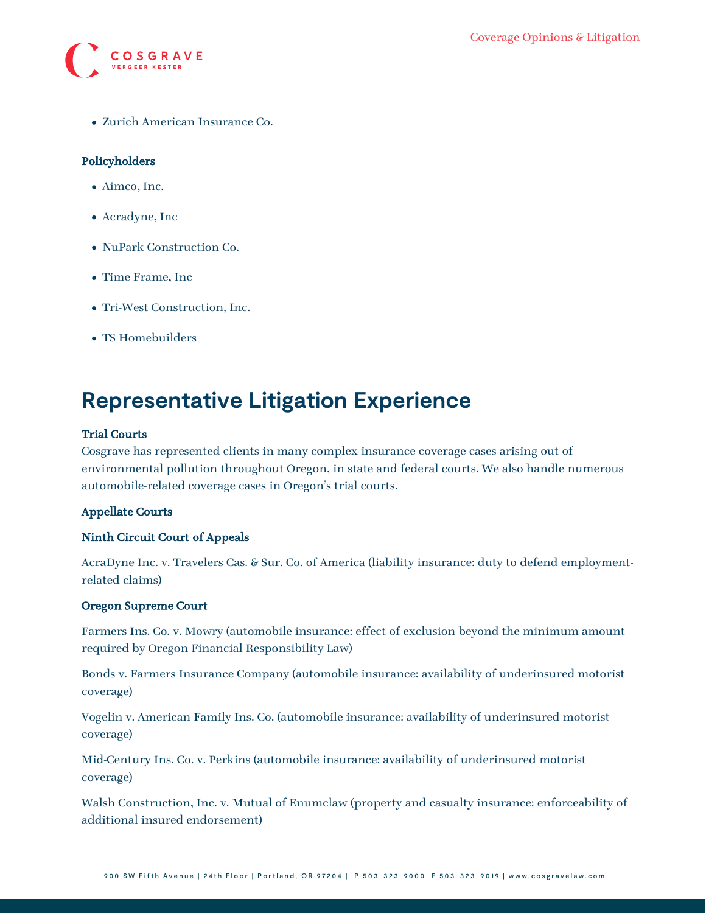- Zurich American Insurance Co.

### Policyholders

- Aimco, Inc.
- Acradyne, Inc
- NuPark Construction Co.
- Time Frame, Inc
- Tri-West Construction, Inc.
- TS Homebuilders

## Representative Litigation Experience

### Trial Courts

Cosgrave has represented clients in many complex insurance coverage cases arising out of environmental pollution throughout Oregon, in state and federal courts. We also handle numerous automobile-related coverage cases in Oregon's trial courts.

### Appellate Courts

#### Ninth Circuit Court of Appeals

AcraDyne Inc. v. Travelers Cas. & Sur. Co. of America (liability insurance: duty to defend employment-related claims)

#### Oregon Supreme Court

Farmers Ins. Co. v. Mowry (automobile insurance: effect of exclusion beyond the minimum amount required by Oregon Financial Responsibility Law)

Bonds v. Farmers Insurance Company (automobile insurance: availability of underinsured motorist coverage)

Vogelin v. American Family Ins. Co. (automobile insurance: availability of underinsured motorist coverage)

Mid-Century Ins. Co. v. Perkins (automobile insurance: availability of underinsured motorist coverage)

Walsh Construction, Inc. v. Mutual of Enumclaw (property and casualty insurance: enforceability of additional insured endorsement)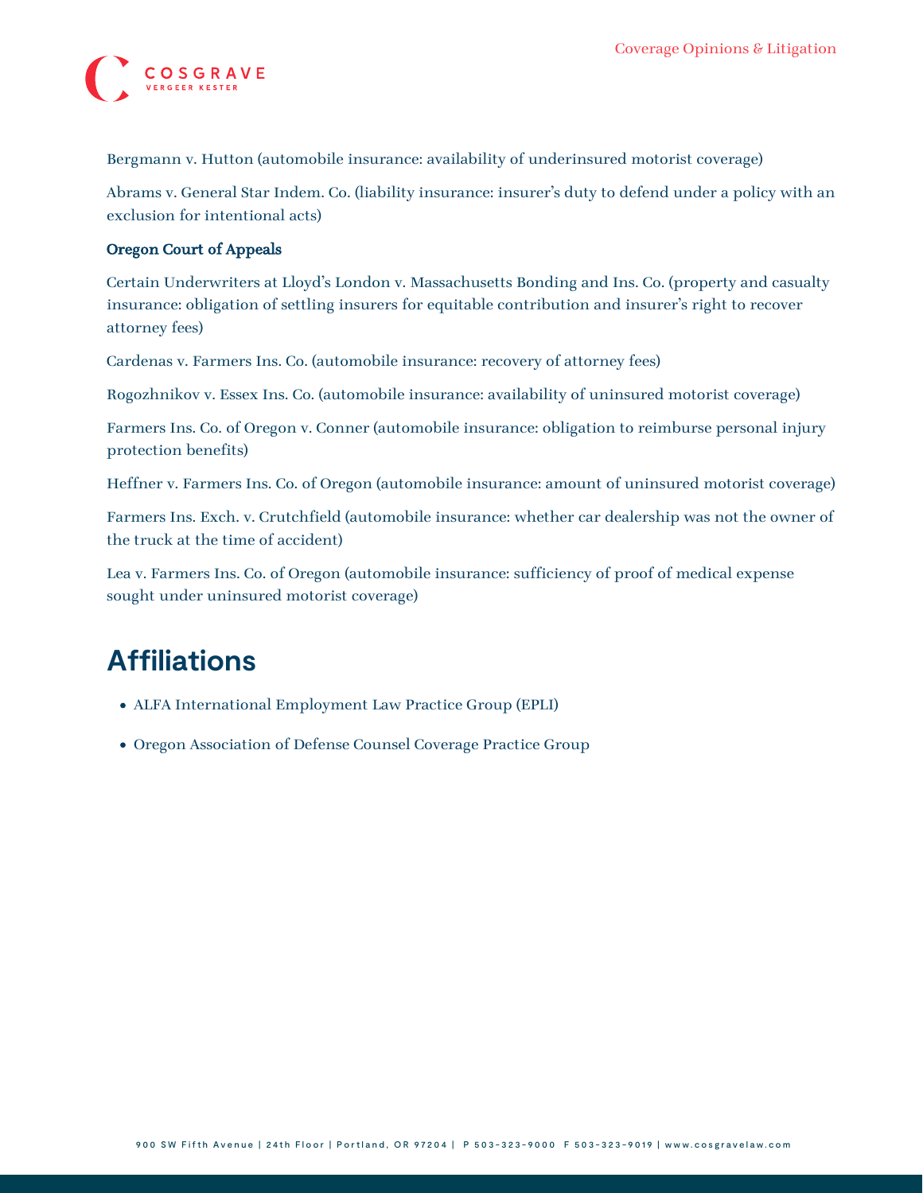Bergmann v. Hutton (automobile insurance: availability of underinsured motorist coverage)

Abrams v. General Star Indem. Co. (liability insurance: insurer's duty to defend under a policy with an exclusion for intentional acts)

**Oregon Court of Appeals**

Certain Underwriters at Lloyd's London v. Massachusetts Bonding and Ins. Co. (property and casualty insurance: obligation of settling insurers for equitable contribution and insurer's right to recover attorney fees)

Cardenas v. Farmers Ins. Co. (automobile insurance: recovery of attorney fees)

Rogozhnikov v. Essex Ins. Co. (automobile insurance: availability of uninsured motorist coverage)

Farmers Ins. Co. of Oregon v. Conner (automobile insurance: obligation to reimburse personal injury protection benefits)

Heffner v. Farmers Ins. Co. of Oregon (automobile insurance: amount of uninsured motorist coverage)

Farmers Ins. Exch. v. Crutchfield (automobile insurance: whether car dealership was not the owner of the truck at the time of accident)

Lea v. Farmers Ins. Co. of Oregon (automobile insurance: sufficiency of proof of medical expense sought under uninsured motorist coverage)

## Affiliations

- ALFA International Employment Law Practice Group (EPLI)
- Oregon Association of Defense Counsel Coverage Practice Group